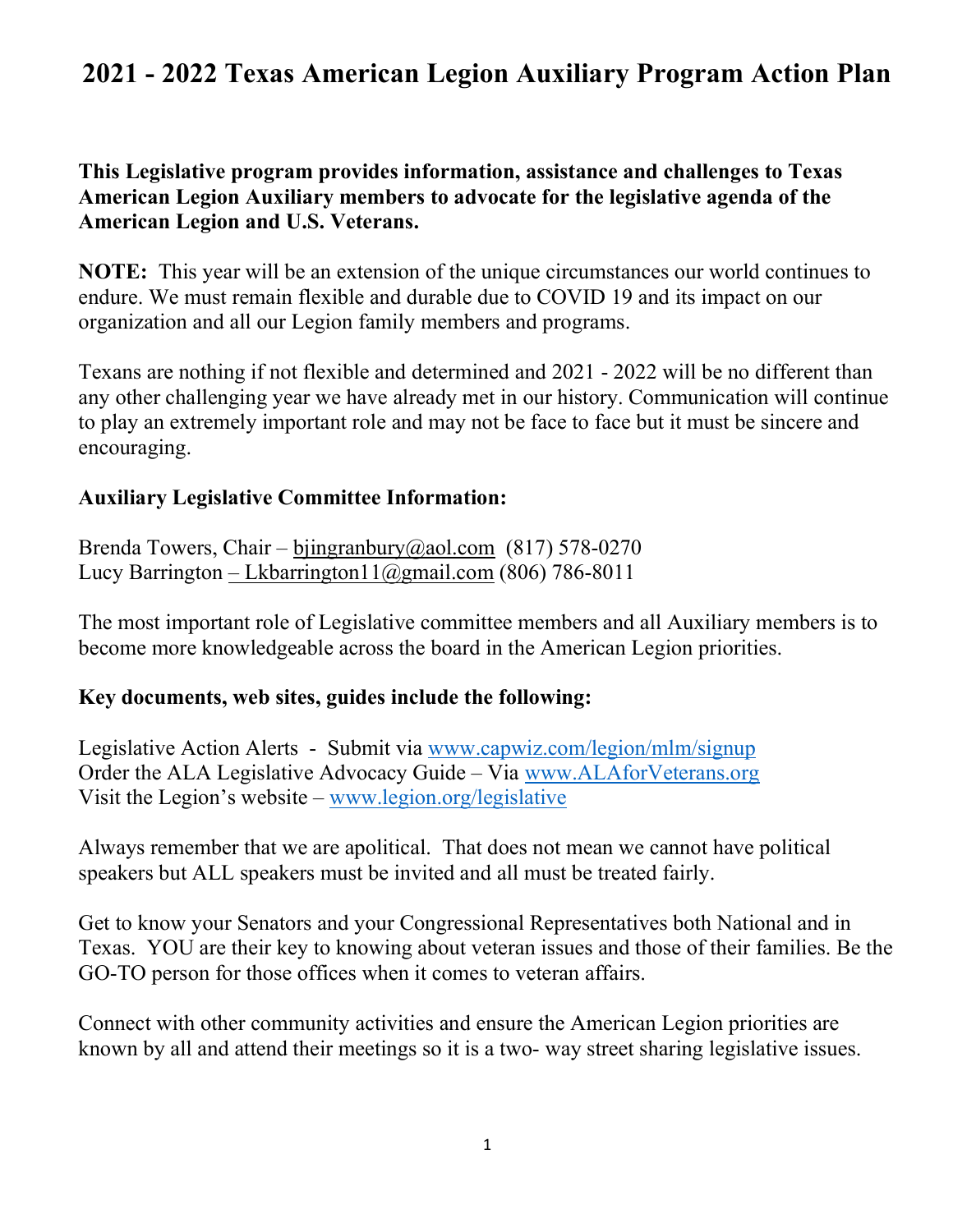# 2021 - 2022 Texas American Legion Auxiliary Program Action Plan

**This Legislative program provides information, assistance and challenges to Texas American Legion Auxiliary members to advocate for the legislative agenda of the American Legion and U.S. Veterans.**

**NOTE:** This year will be an extension of the unique circumstances our world continues to endure. We must remain flexible and durable due to COVID 19 and its impact on our organization and all our Legion family members and programs.

Texans are nothing if not flexible and determined and 2021 - 2022 will be no different than any other challenging year we have already met in our history. Communication will continue to play an extremely important role and may not be face to face but it must be sincere and encouraging.

**Auxiliary Legislative Committee Information:**

Brenda Towers, Chair – bjingranbury@aol.com (817) 578-0270
Lucy Barrington – Lkbarrington11@gmail.com (806) 786-8011

The most important role of Legislative committee members and all Auxiliary members is to become more knowledgeable across the board in the American Legion priorities.

**Key documents, web sites, guides include the following:**

Legislative Action Alerts - Submit via www.capwiz.com/legion/mlm/signup
Order the ALA Legislative Advocacy Guide – Via www.ALAforVeterans.org
Visit the Legion's website – www.legion.org/legislative

Always remember that we are apolitical. That does not mean we cannot have political speakers but ALL speakers must be invited and all must be treated fairly.

Get to know your Senators and your Congressional Representatives both National and in Texas. YOU are their key to knowing about veteran issues and those of their families. Be the GO-TO person for those offices when it comes to veteran affairs.

Connect with other community activities and ensure the American Legion priorities are known by all and attend their meetings so it is a two- way street sharing legislative issues.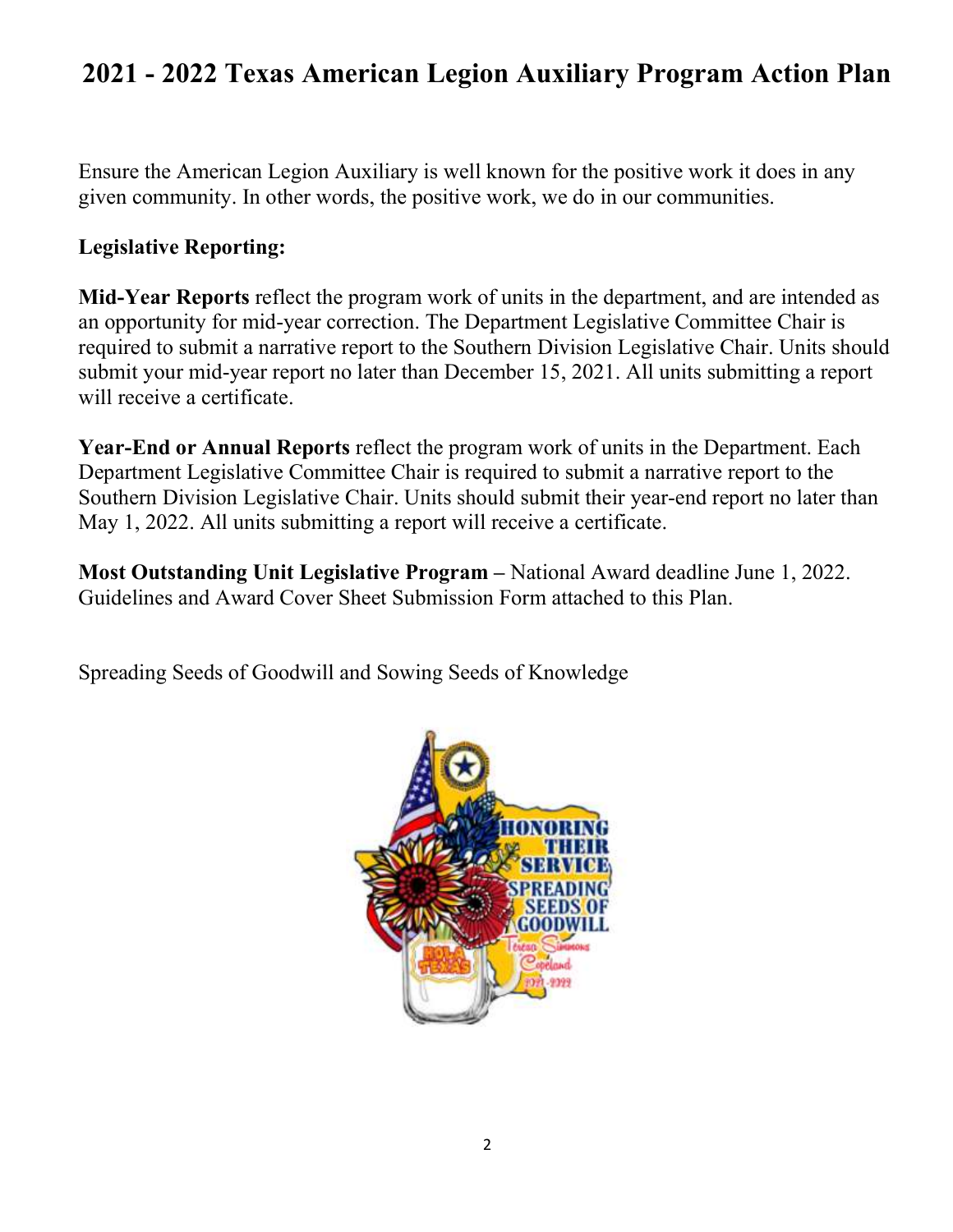# 2021 - 2022 Texas American Legion Auxiliary Program Action Plan

Ensure the American Legion Auxiliary is well known for the positive work it does in any given community. In other words, the positive work, we do in our communities.

**Legislative Reporting:**

**Mid-Year Reports** reflect the program work of units in the department, and are intended as an opportunity for mid-year correction. The Department Legislative Committee Chair is required to submit a narrative report to the Southern Division Legislative Chair. Units should submit your mid-year report no later than December 15, 2021. All units submitting a report will receive a certificate.

**Year-End or Annual Reports** reflect the program work of units in the Department. Each Department Legislative Committee Chair is required to submit a narrative report to the Southern Division Legislative Chair. Units should submit their year-end report no later than May 1, 2022. All units submitting a report will receive a certificate.

**Most Outstanding Unit Legislative Program –** National Award deadline June 1, 2022. Guidelines and Award Cover Sheet Submission Form attached to this Plan.

Spreading Seeds of Goodwill and Sowing Seeds of Knowledge